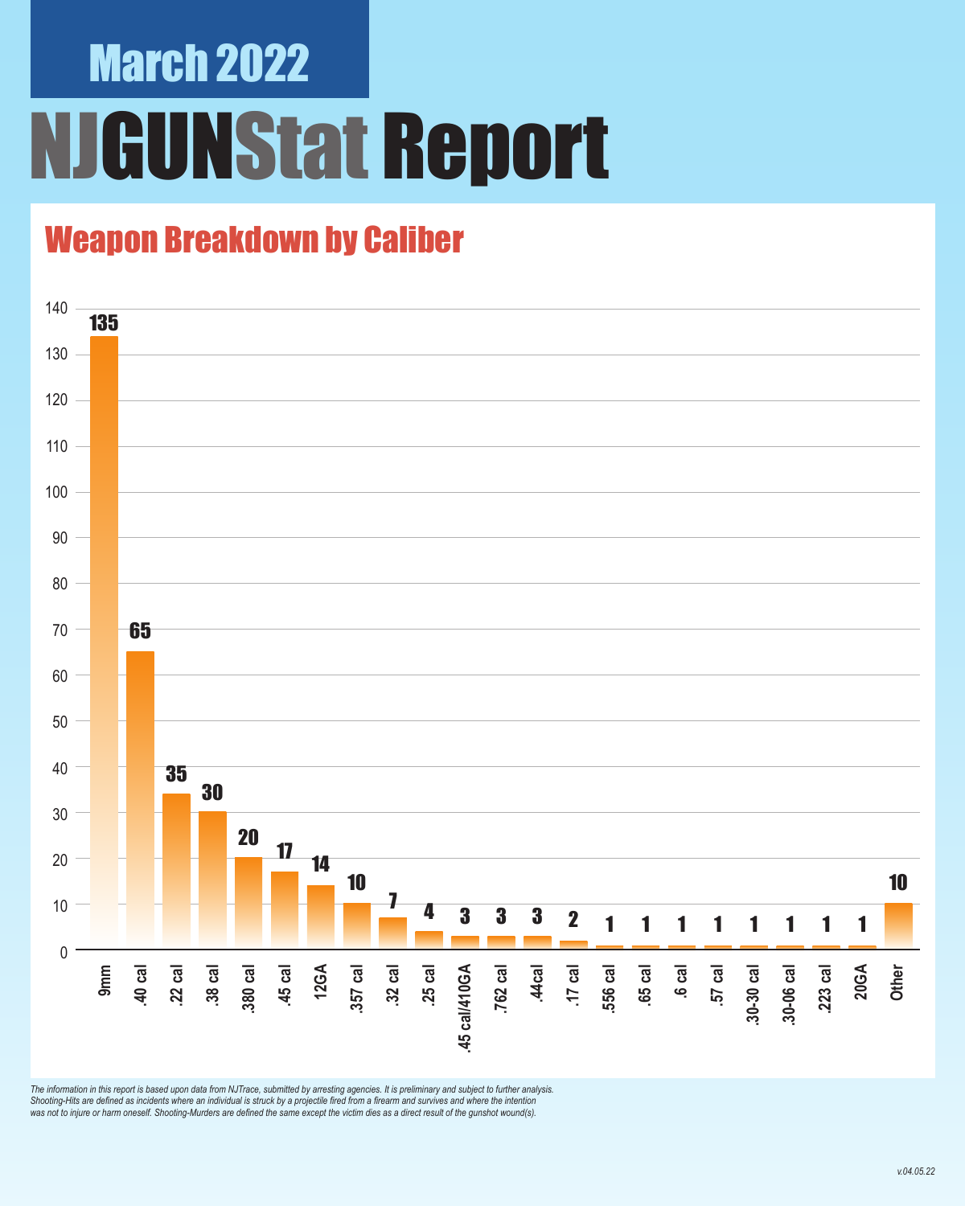# March 2022

# NJGUNStat Report

## Weapon Breakdown by Caliber

| Caliber | Count |
|---|---|
| 9mm | 135 |
| .40 cal | 65 |
| .22 cal | 35 |
| .38 cal | 30 |
| .380 cal | 20 |
| .45 cal | 17 |
| 12GA | 14 |
| .357 cal | 10 |
| .32 cal | 7 |
| .25 cal | 4 |
| .45 cal/410GA | 3 |
| .762 cal | 3 |
| .44cal | 3 |
| .17 cal | 2 |
| .556 cal | 1 |
| .65 cal | 1 |
| .6 cal | 1 |
| .57 cal | 1 |
| .30-30 cal | 1 |
| .30-06 cal | 1 |
| .223 cal | 1 |
| 20GA | 1 |
| Other | 10 |

*The information in this report is based upon data from NJTrace, submitted by arresting agencies. It is preliminary and subject to further analysis. Shooting-Hits are defined as incidents where an individual is struck by a projectile fired from a firearm and survives and where the intention was not to injure or harm oneself. Shooting-Murders are defined the same except the victim dies as a direct result of the gunshot wound(s).*

v.04.05.22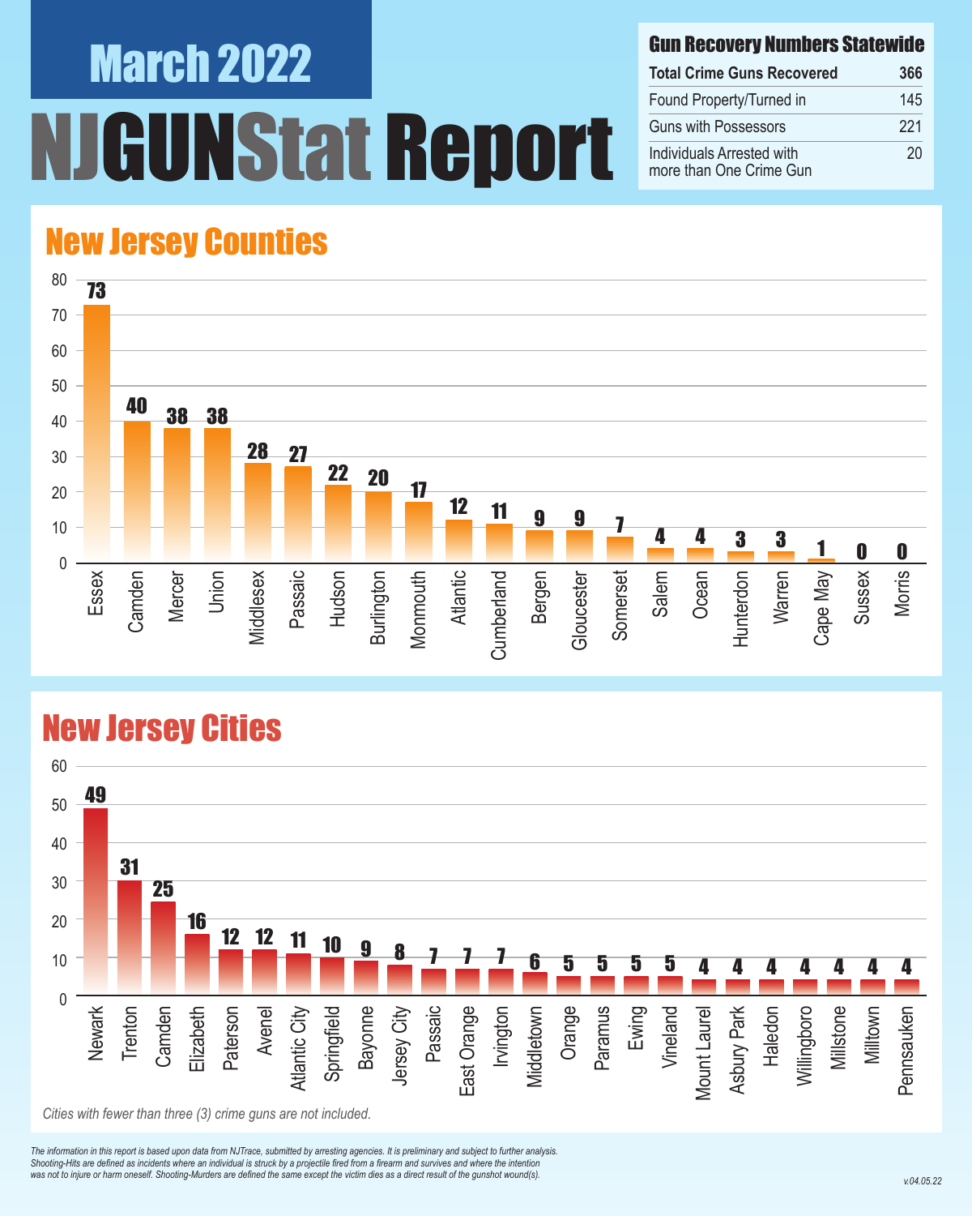# March 2022

# NJGUNStat Report

## Gun Recovery Numbers Statewide

| Gun Recovery Numbers Statewide | |
|---|---|
| **Total Crime Guns Recovered** | **366** |
| Found Property/Turned in | 145 |
| Guns with Possessors | 221 |
| Individuals Arrested with more than One Crime Gun | 20 |

## New Jersey Counties

| County | Crime Guns |
|---|---|
| Essex | 73 |
| Camden | 40 |
| Mercer | 38 |
| Union | 38 |
| Middlesex | 28 |
| Passaic | 27 |
| Hudson | 22 |
| Burlington | 20 |
| Monmouth | 17 |
| Atlantic | 12 |
| Cumberland | 11 |
| Bergen | 9 |
| Gloucester | 9 |
| Somerset | 7 |
| Salem | 4 |
| Ocean | 4 |
| Hunterdon | 3 |
| Warren | 3 |
| Cape May | 1 |
| Sussex | 0 |
| Morris | 0 |

## New Jersey Cities

| City | Crime Guns |
|---|---|
| Newark | 49 |
| Trenton | 31 |
| Camden | 25 |
| Elizabeth | 16 |
| Paterson | 12 |
| Avenel | 12 |
| Atlantic City | 11 |
| Springfield | 10 |
| Bayonne | 9 |
| Jersey City | 8 |
| Passaic | 7 |
| East Orange | 7 |
| Irvington | 7 |
| Middletown | 6 |
| Orange | 5 |
| Paramus | 5 |
| Ewing | 5 |
| Vineland | 5 |
| Mount Laurel | 4 |
| Asbury Park | 4 |
| Haledon | 4 |
| Willingboro | 4 |
| Millstone | 4 |
| Milltown | 4 |
| Pennsauken | 4 |

*Cities with fewer than three (3) crime guns are not included.*

*The information in this report is based upon data from NJTrace, submitted by arresting agencies. It is preliminary and subject to further analysis. Shooting-Hits are defined as incidents where an individual is struck by a projectile fired from a firearm and survives and where the intention was not to injure or harm oneself. Shooting-Murders are defined the same except the victim dies as a direct result of the gunshot wound(s).*

v.04.05.22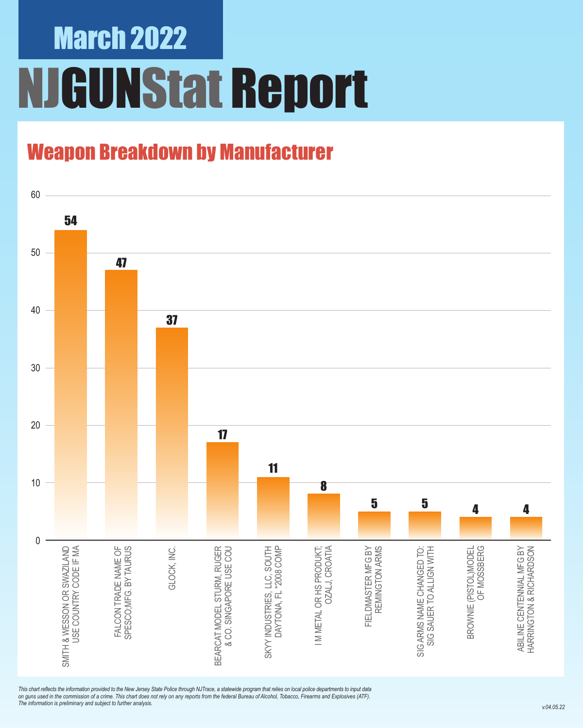# March 2022

# NJGUNStat Report

## Weapon Breakdown by Manufacturer

| Manufacturer | Count |
| --- | --- |
| SMITH & WESSON OR SWAZILAND USE COUNTRY CODE IF MA | 54 |
| FALCON TRADE NAME OF SPESCO;MFG. BY TAURUS | 47 |
| GLOCK, INC. | 37 |
| BEARCAT MODEL STURM, RUGER & CO. SINGAPORE USE COU | 17 |
| SKYY INDUSTRIES, LLC, SOUTH DAYTONA, FL *2008 COMP | 11 |
| I M METAL OR HS PRODUKT; OZALJ, CROATIA | 8 |
| FIELDMASTER MFG BY REMINGTON ARMS | 5 |
| SIG ARMS NAME CHANGED TO: SIG SAUER TO ALLIGN WITH | 5 |
| BROWNIE (PISTOL)MODEL OF MOSSBERG | 4 |
| ABILINE CENTENNIAL MFG BY HARRINGTON & RICHARDSON | 4 |

*This chart reflects the information provided to the New Jersey State Police through NJTrace, a statewide program that relies on local police departments to input data on guns used in the commission of a crime. This chart does not rely on any reports from the federal Bureau of Alcohol, Tobacco, Firearms and Explosives (ATF). The information is preliminary and subject to further analysis.*

v.04.05.22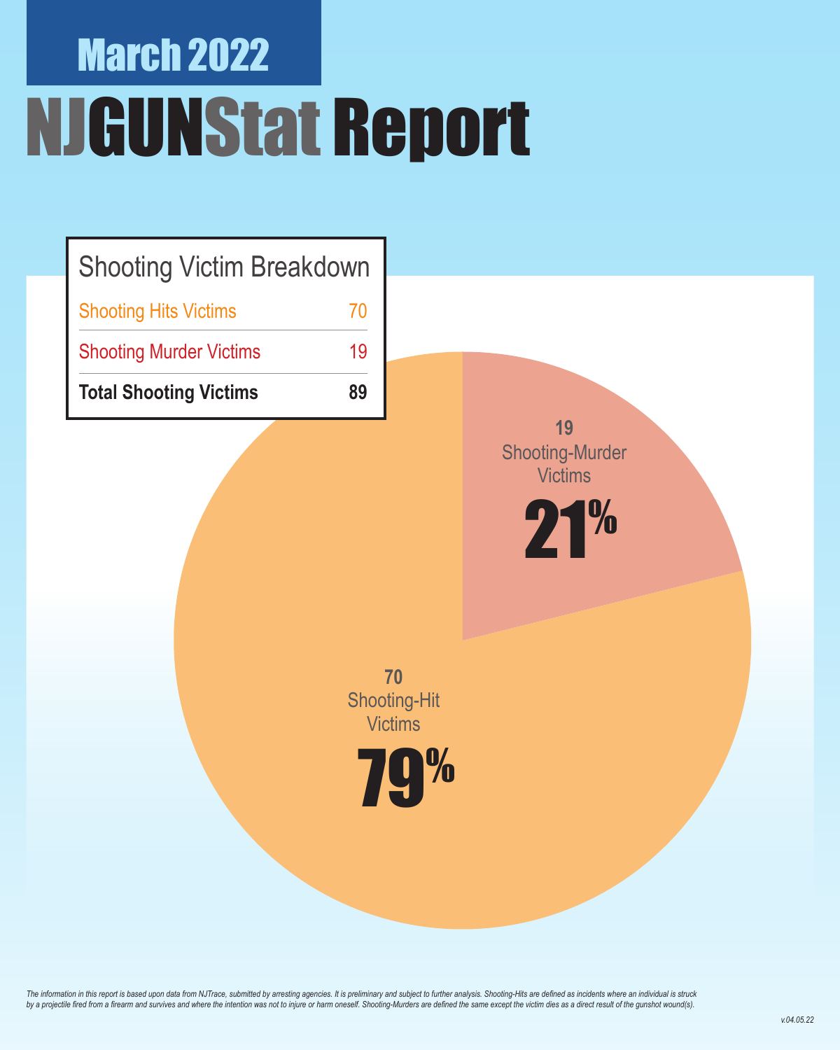## March 2022

# NJGUNStat Report

### Shooting Victim Breakdown

| | |
|---|---|
| Shooting Hits Victims | 70 |
| Shooting Murder Victims | 19 |
| **Total Shooting Victims** | **89** |

19
Shooting-Murder Victims
21%

70
Shooting-Hit Victims
79%

*The information in this report is based upon data from NJTrace, submitted by arresting agencies. It is preliminary and subject to further analysis. Shooting-Hits are defined as incidents where an individual is struck by a projectile fired from a firearm and survives and where the intention was not to injure or harm oneself. Shooting-Murders are defined the same except the victim dies as a direct result of the gunshot wound(s).*

v.04.05.22